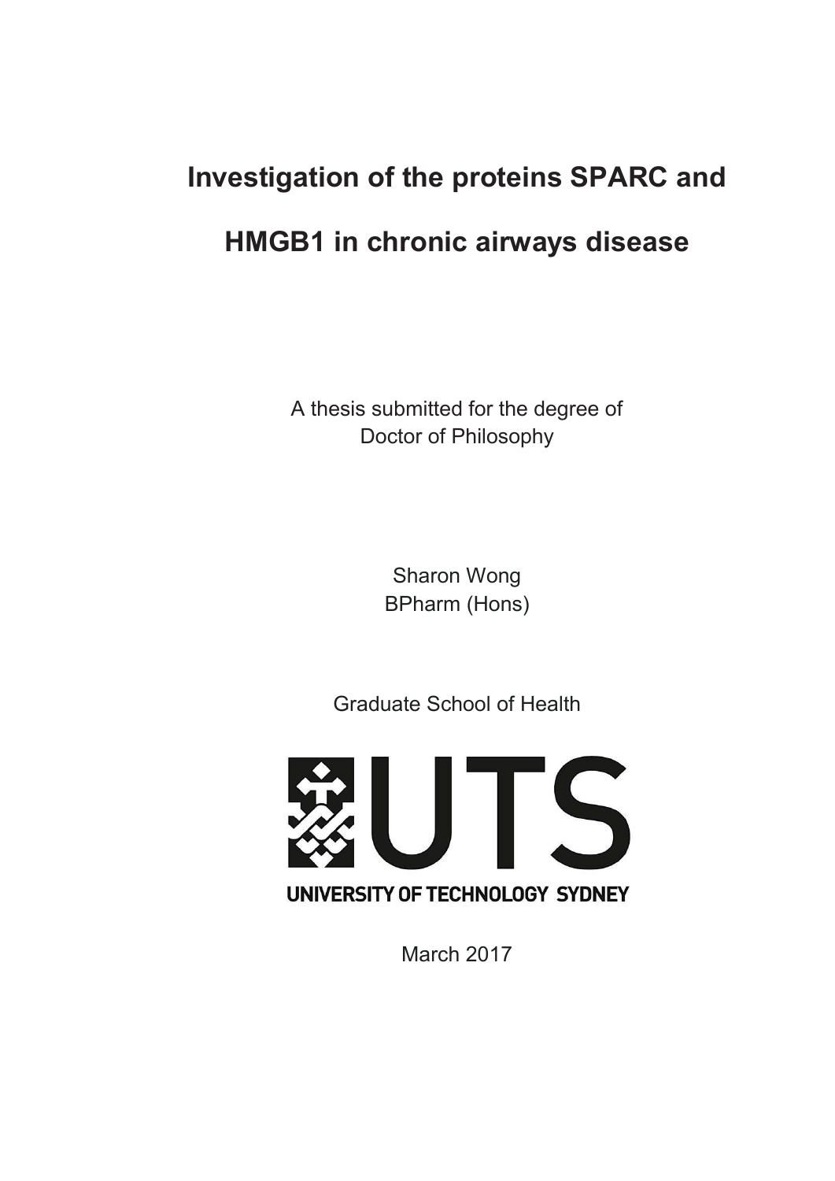# Investigation of the proteins SPARC and HMGB1 in chronic airways disease

A thesis submitted for the degree of
Doctor of Philosophy

Sharon Wong
BPharm (Hons)

Graduate School of Health

UNIVERSITY OF TECHNOLOGY SYDNEY

March 2017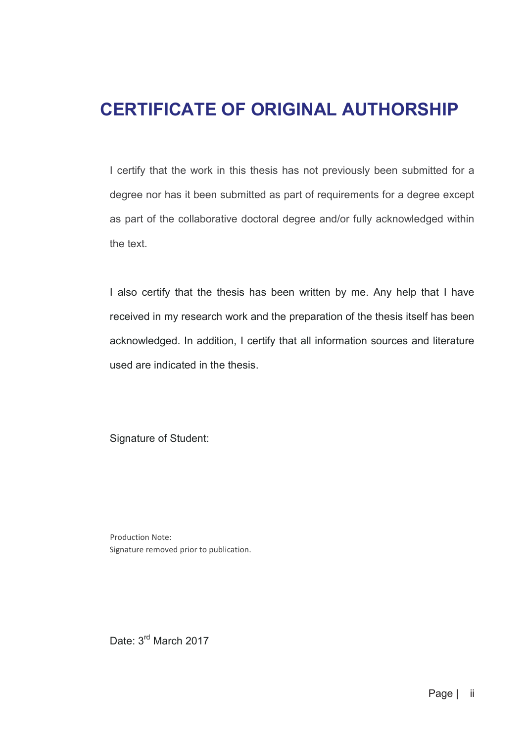# CERTIFICATE OF ORIGINAL AUTHORSHIP

I certify that the work in this thesis has not previously been submitted for a degree nor has it been submitted as part of requirements for a degree except as part of the collaborative doctoral degree and/or fully acknowledged within the text.

I also certify that the thesis has been written by me. Any help that I have received in my research work and the preparation of the thesis itself has been acknowledged. In addition, I certify that all information sources and literature used are indicated in the thesis.

Signature of Student:

Production Note:
Signature removed prior to publication.

Date: 3rd March 2017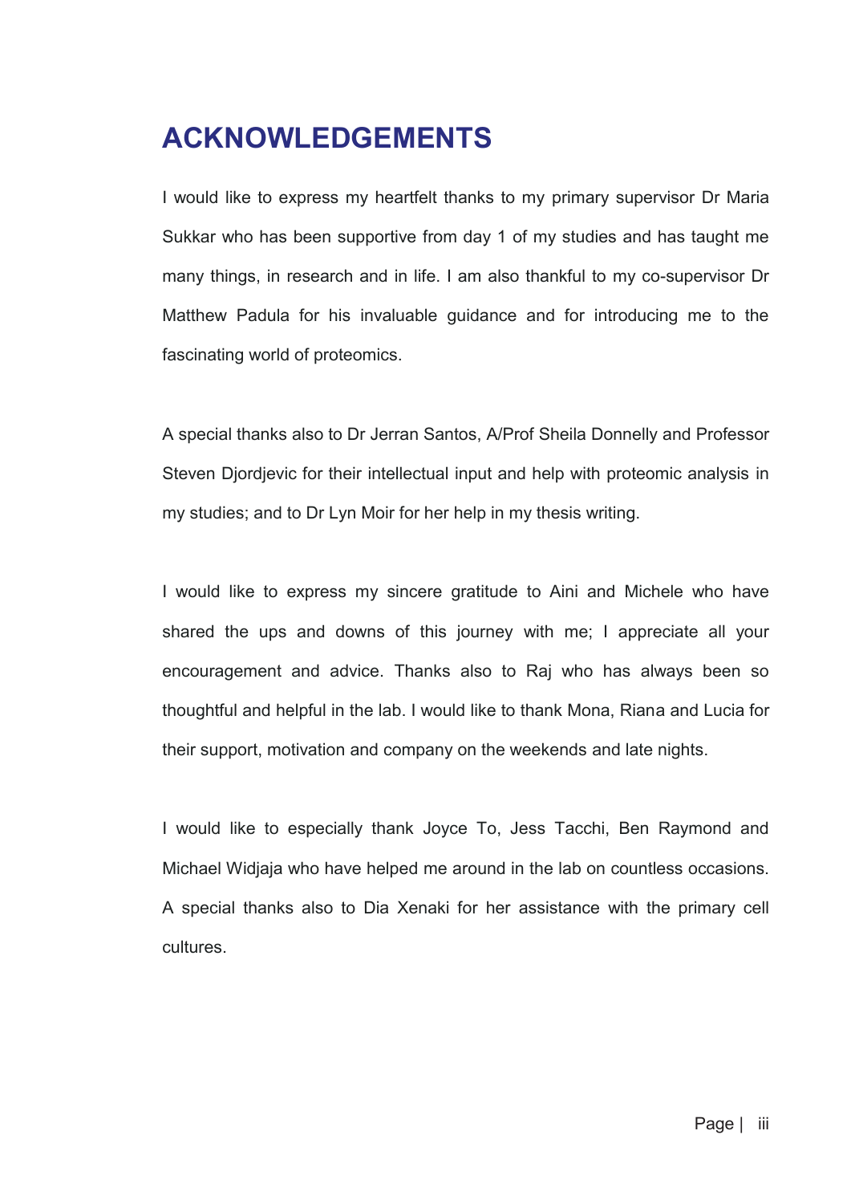# ACKNOWLEDGEMENTS

I would like to express my heartfelt thanks to my primary supervisor Dr Maria Sukkar who has been supportive from day 1 of my studies and has taught me many things, in research and in life. I am also thankful to my co-supervisor Dr Matthew Padula for his invaluable guidance and for introducing me to the fascinating world of proteomics.

A special thanks also to Dr Jerran Santos, A/Prof Sheila Donnelly and Professor Steven Djordjevic for their intellectual input and help with proteomic analysis in my studies; and to Dr Lyn Moir for her help in my thesis writing.

I would like to express my sincere gratitude to Aini and Michele who have shared the ups and downs of this journey with me; I appreciate all your encouragement and advice. Thanks also to Raj who has always been so thoughtful and helpful in the lab. I would like to thank Mona, Riana and Lucia for their support, motivation and company on the weekends and late nights.

I would like to especially thank Joyce To, Jess Tacchi, Ben Raymond and Michael Widjaja who have helped me around in the lab on countless occasions. A special thanks also to Dia Xenaki for her assistance with the primary cell cultures.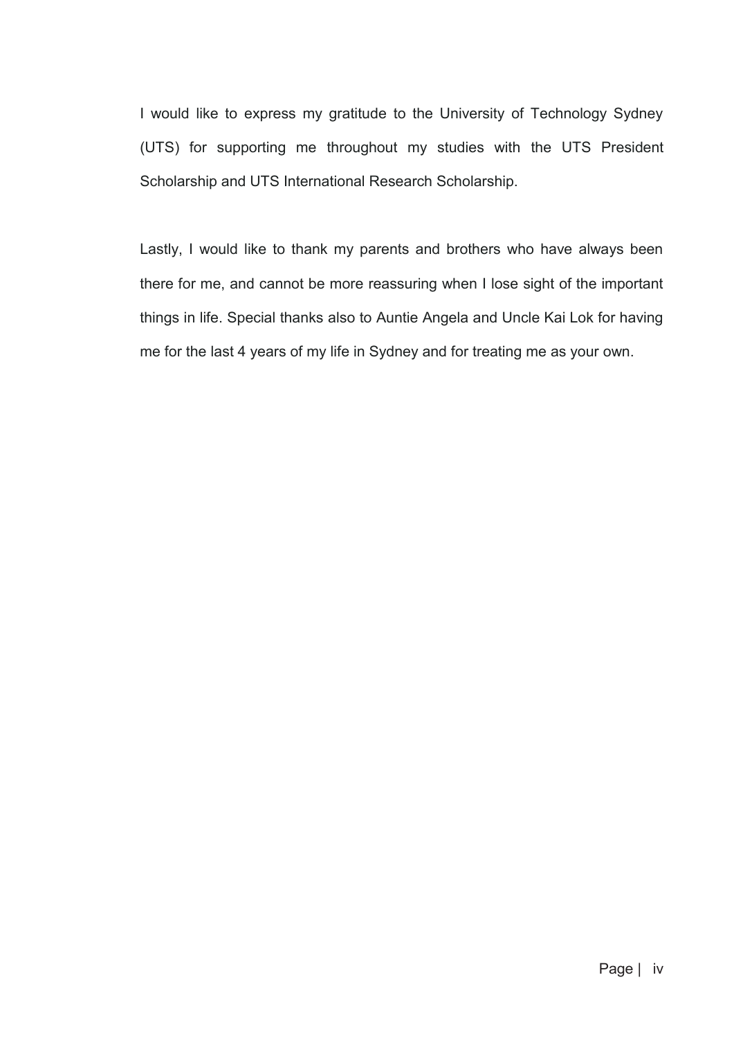I would like to express my gratitude to the University of Technology Sydney (UTS) for supporting me throughout my studies with the UTS President Scholarship and UTS International Research Scholarship.

Lastly, I would like to thank my parents and brothers who have always been there for me, and cannot be more reassuring when I lose sight of the important things in life. Special thanks also to Auntie Angela and Uncle Kai Lok for having me for the last 4 years of my life in Sydney and for treating me as your own.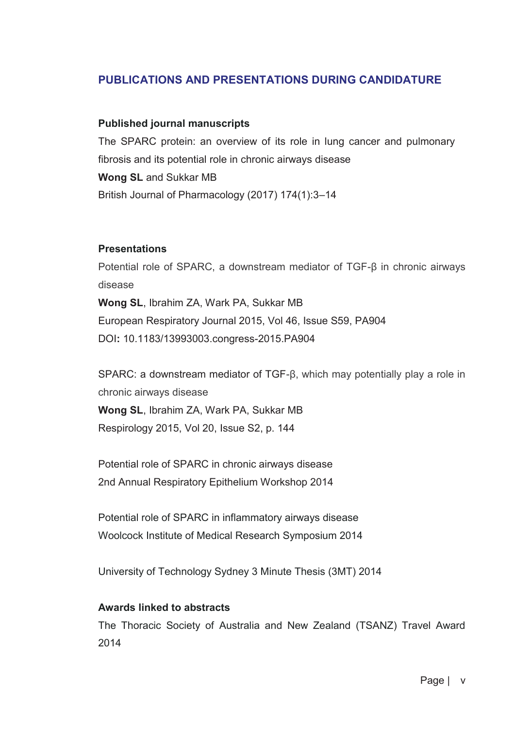## PUBLICATIONS AND PRESENTATIONS DURING CANDIDATURE

### Published journal manuscripts

The SPARC protein: an overview of its role in lung cancer and pulmonary fibrosis and its potential role in chronic airways disease
**Wong SL** and Sukkar MB
British Journal of Pharmacology (2017) 174(1):3–14

### Presentations

Potential role of SPARC, a downstream mediator of TGF-β in chronic airways disease
**Wong SL**, Ibrahim ZA, Wark PA, Sukkar MB
European Respiratory Journal 2015, Vol 46, Issue S59, PA904
DOI**:** 10.1183/13993003.congress-2015.PA904

SPARC: a downstream mediator of TGF-β, which may potentially play a role in chronic airways disease
**Wong SL**, Ibrahim ZA, Wark PA, Sukkar MB
Respirology 2015, Vol 20, Issue S2, p. 144

Potential role of SPARC in chronic airways disease
2nd Annual Respiratory Epithelium Workshop 2014

Potential role of SPARC in inflammatory airways disease
Woolcock Institute of Medical Research Symposium 2014

University of Technology Sydney 3 Minute Thesis (3MT) 2014

### Awards linked to abstracts

The Thoracic Society of Australia and New Zealand (TSANZ) Travel Award 2014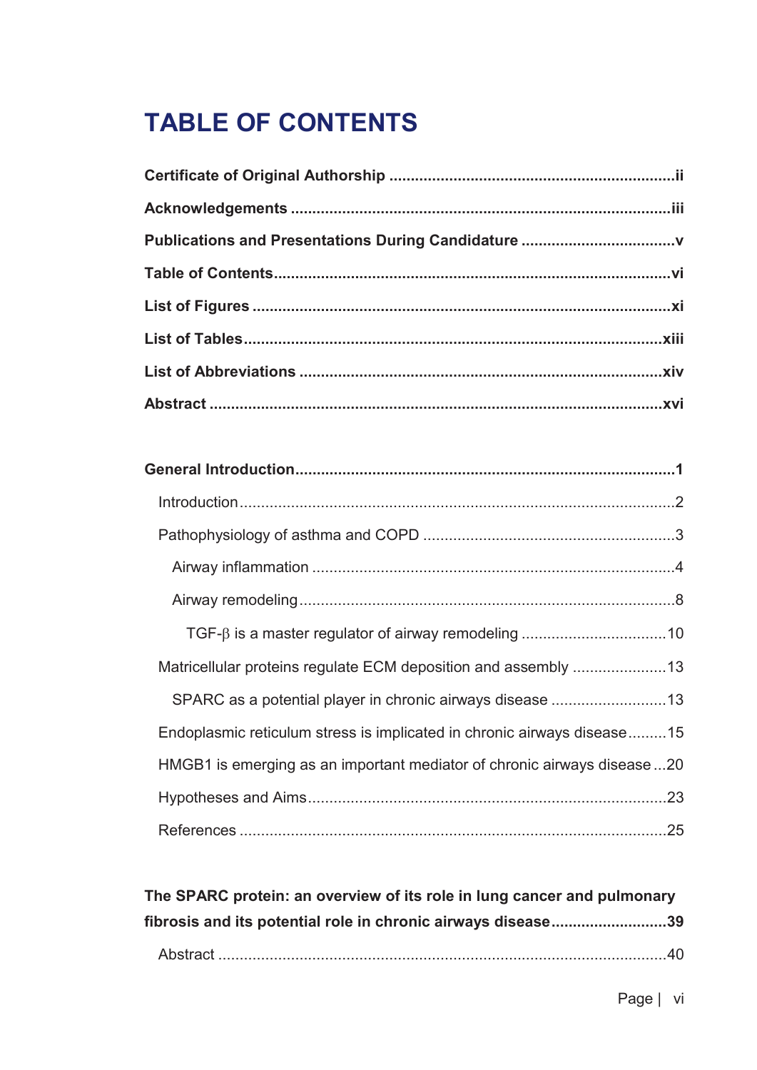# TABLE OF CONTENTS

**Certificate of Original Authorship ....................................................................ii**

**Acknowledgements .........................................................................................iii**

**Publications and Presentations During Candidature ....................................v**

**Table of Contents.............................................................................................vi**

**List of Figures ..................................................................................................xi**

**List of Tables...................................................................................................xiii**

**List of Abbreviations .....................................................................................xiv**

**Abstract ..........................................................................................................xvi**

**General Introduction.........................................................................................1**

Introduction.......................................................................................................2

Pathophysiology of asthma and COPD ............................................................3

Airway inflammation .....................................................................................4

Airway remodeling........................................................................................8

TGF-β is a master regulator of airway remodeling ..................................10

Matricellular proteins regulate ECM deposition and assembly ......................13

SPARC as a potential player in chronic airways disease ...........................13

Endoplasmic reticulum stress is implicated in chronic airways disease.........15

HMGB1 is emerging as an important mediator of chronic airways disease ...20

Hypotheses and Aims.....................................................................................23

References .....................................................................................................25

**The SPARC protein: an overview of its role in lung cancer and pulmonary fibrosis and its potential role in chronic airways disease...........................39**

Abstract ..........................................................................................................40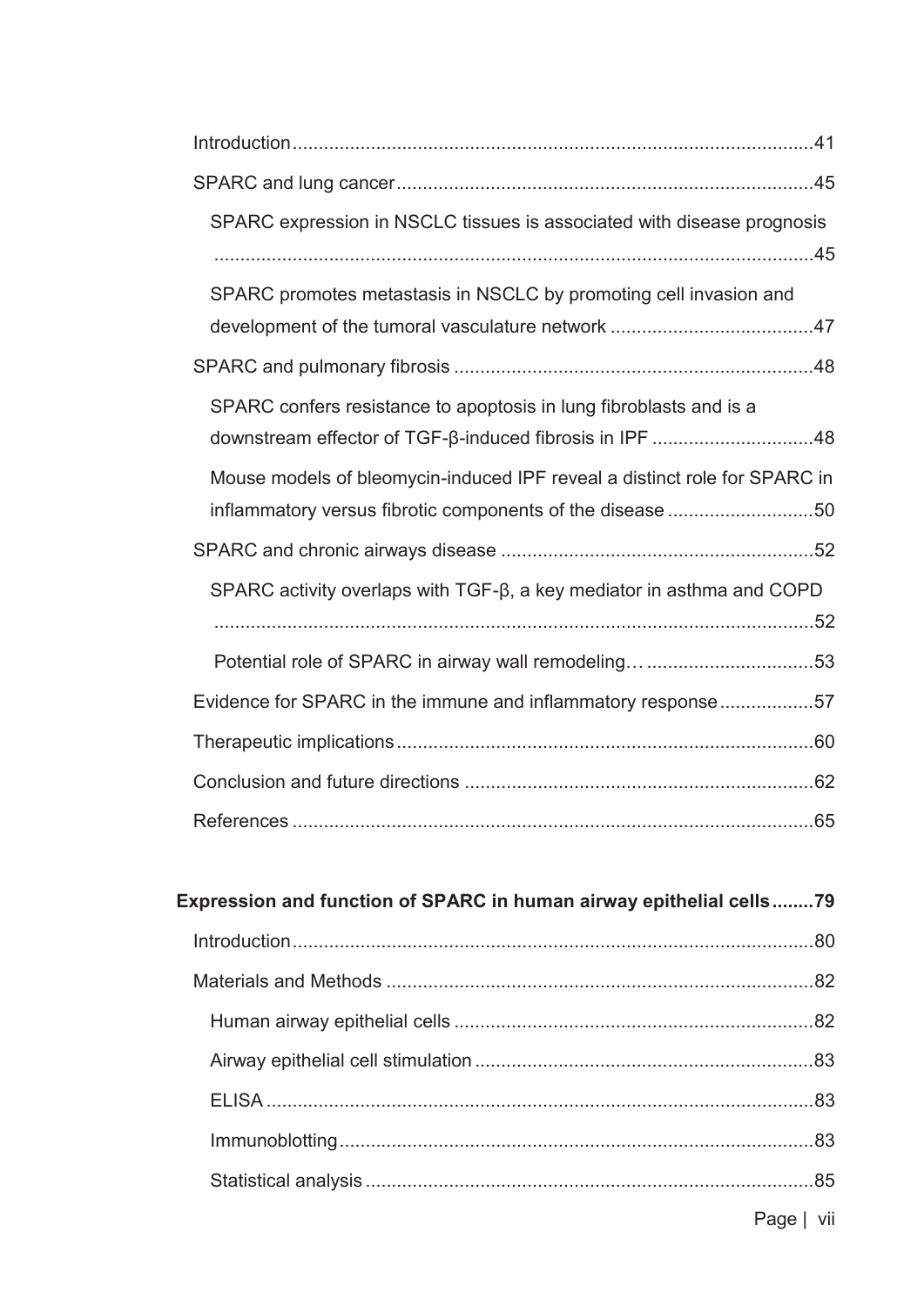Introduction ........................................................................................................ 41

SPARC and lung cancer .................................................................................... 45

SPARC expression in NSCLC tissues is associated with disease prognosis ........................................................................................................................ 45

SPARC promotes metastasis in NSCLC by promoting cell invasion and development of the tumoral vasculature network ........................................ 47

SPARC and pulmonary fibrosis ........................................................................ 48

SPARC confers resistance to apoptosis in lung fibroblasts and is a downstream effector of TGF-β-induced fibrosis in IPF ................................ 48

Mouse models of bleomycin-induced IPF reveal a distinct role for SPARC in inflammatory versus fibrotic components of the disease ............................ 50

SPARC and chronic airways disease ................................................................ 52

SPARC activity overlaps with TGF-β, a key mediator in asthma and COPD ........................................................................................................................ 52

Potential role of SPARC in airway wall remodeling… ................................ 53

Evidence for SPARC in the immune and inflammatory response .................. 57

Therapeutic implications .................................................................................. 60

Conclusion and future directions .................................................................... 62

References ........................................................................................................ 65

**Expression and function of SPARC in human airway epithelial cells ........ 79**

Introduction ........................................................................................................ 80

Materials and Methods ...................................................................................... 82

Human airway epithelial cells ...................................................................... 82

Airway epithelial cell stimulation .................................................................. 83

ELISA .......................................................................................................... 83

Immunoblotting ............................................................................................ 83

Statistical analysis ........................................................................................ 85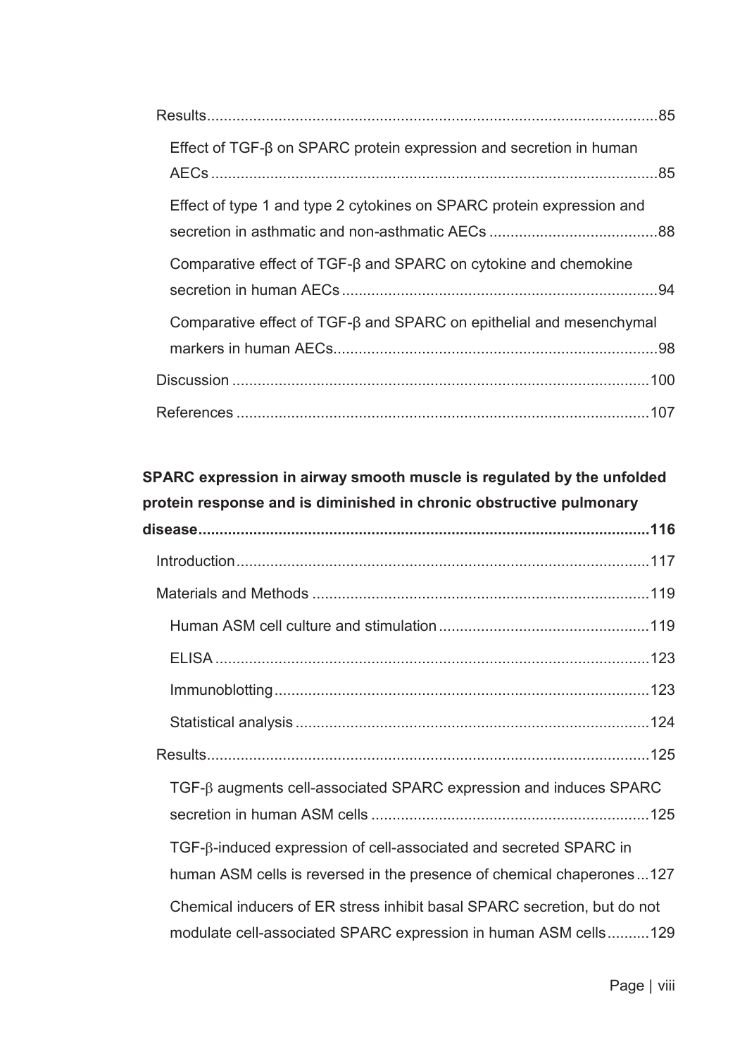Results .......................................................................................................... 85

Effect of TGF-β on SPARC protein expression and secretion in human AECs ......................................................................................................... 85

Effect of type 1 and type 2 cytokines on SPARC protein expression and secretion in asthmatic and non-asthmatic AECs ........................................ 88

Comparative effect of TGF-β and SPARC on cytokine and chemokine secretion in human AECs .......................................................................... 94

Comparative effect of TGF-β and SPARC on epithelial and mesenchymal markers in human AECs ............................................................................ 98

Discussion .................................................................................................. 100

References ................................................................................................. 107

**SPARC expression in airway smooth muscle is regulated by the unfolded protein response and is diminished in chronic obstructive pulmonary disease ......................................................................................................... 116**

Introduction ................................................................................................. 117

Materials and Methods ............................................................................... 119

Human ASM cell culture and stimulation ................................................. 119

ELISA ...................................................................................................... 123

Immunoblotting ........................................................................................ 123

Statistical analysis ................................................................................... 124

Results ........................................................................................................ 125

TGF-β augments cell-associated SPARC expression and induces SPARC secretion in human ASM cells ................................................................. 125

TGF-β-induced expression of cell-associated and secreted SPARC in human ASM cells is reversed in the presence of chemical chaperones ... 127

Chemical inducers of ER stress inhibit basal SPARC secretion, but do not modulate cell-associated SPARC expression in human ASM cells .......... 129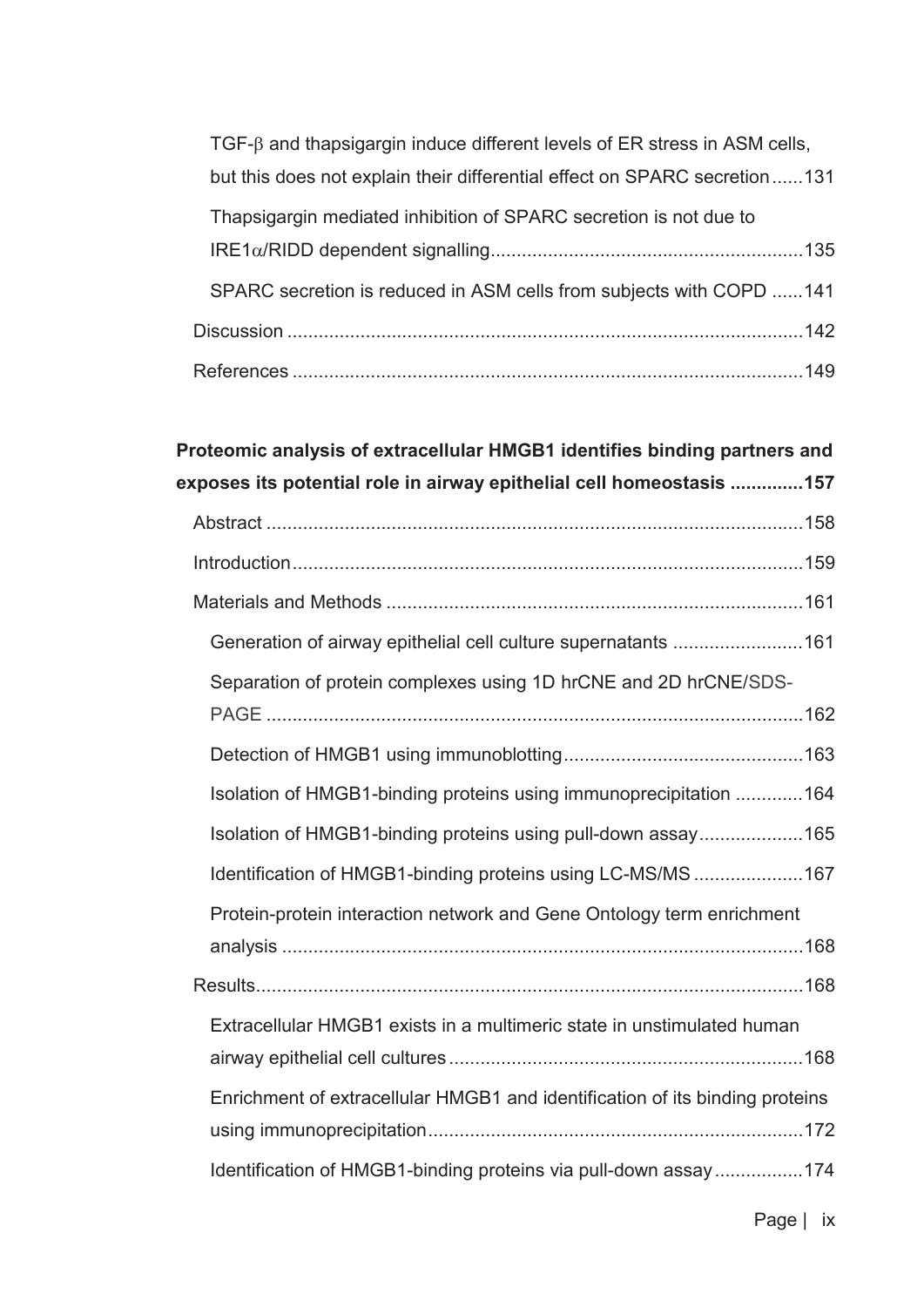TGF-β and thapsigargin induce different levels of ER stress in ASM cells, but this does not explain their differential effect on SPARC secretion ......131

Thapsigargin mediated inhibition of SPARC secretion is not due to IRE1α/RIDD dependent signalling ......135

SPARC secretion is reduced in ASM cells from subjects with COPD ......141

Discussion ......142

References ......149

**Proteomic analysis of extracellular HMGB1 identifies binding partners and exposes its potential role in airway epithelial cell homeostasis ......157**

Abstract ......158

Introduction ......159

Materials and Methods ......161

Generation of airway epithelial cell culture supernatants ......161

Separation of protein complexes using 1D hrCNE and 2D hrCNE/SDS-PAGE ......162

Detection of HMGB1 using immunoblotting ......163

Isolation of HMGB1-binding proteins using immunoprecipitation ......164

Isolation of HMGB1-binding proteins using pull-down assay ......165

Identification of HMGB1-binding proteins using LC-MS/MS ......167

Protein-protein interaction network and Gene Ontology term enrichment analysis ......168

Results ......168

Extracellular HMGB1 exists in a multimeric state in unstimulated human airway epithelial cell cultures ......168

Enrichment of extracellular HMGB1 and identification of its binding proteins using immunoprecipitation ......172

Identification of HMGB1-binding proteins via pull-down assay ......174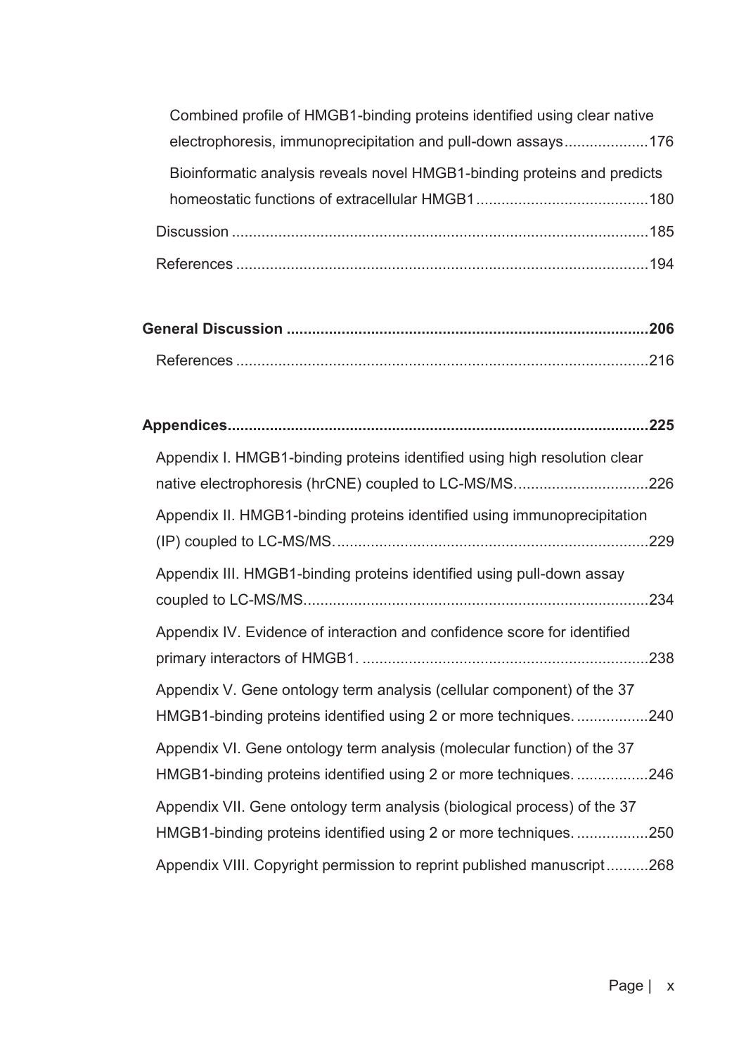Combined profile of HMGB1-binding proteins identified using clear native electrophoresis, immunoprecipitation and pull-down assays....................176

Bioinformatic analysis reveals novel HMGB1-binding proteins and predicts homeostatic functions of extracellular HMGB1.........................................180

Discussion ..................................................................................................185

References .................................................................................................194

**General Discussion ......................................................................................206**

References .................................................................................................216

**Appendices...................................................................................................225**

Appendix I. HMGB1-binding proteins identified using high resolution clear native electrophoresis (hrCNE) coupled to LC-MS/MS. ...............................226

Appendix II. HMGB1-binding proteins identified using immunoprecipitation (IP) coupled to LC-MS/MS. .........................................................................229

Appendix III. HMGB1-binding proteins identified using pull-down assay coupled to LC-MS/MS.................................................................................234

Appendix IV. Evidence of interaction and confidence score for identified primary interactors of HMGB1. ...................................................................238

Appendix V. Gene ontology term analysis (cellular component) of the 37 HMGB1-binding proteins identified using 2 or more techniques. .................240

Appendix VI. Gene ontology term analysis (molecular function) of the 37 HMGB1-binding proteins identified using 2 or more techniques. .................246

Appendix VII. Gene ontology term analysis (biological process) of the 37 HMGB1-binding proteins identified using 2 or more techniques. .................250

Appendix VIII. Copyright permission to reprint published manuscript ..........268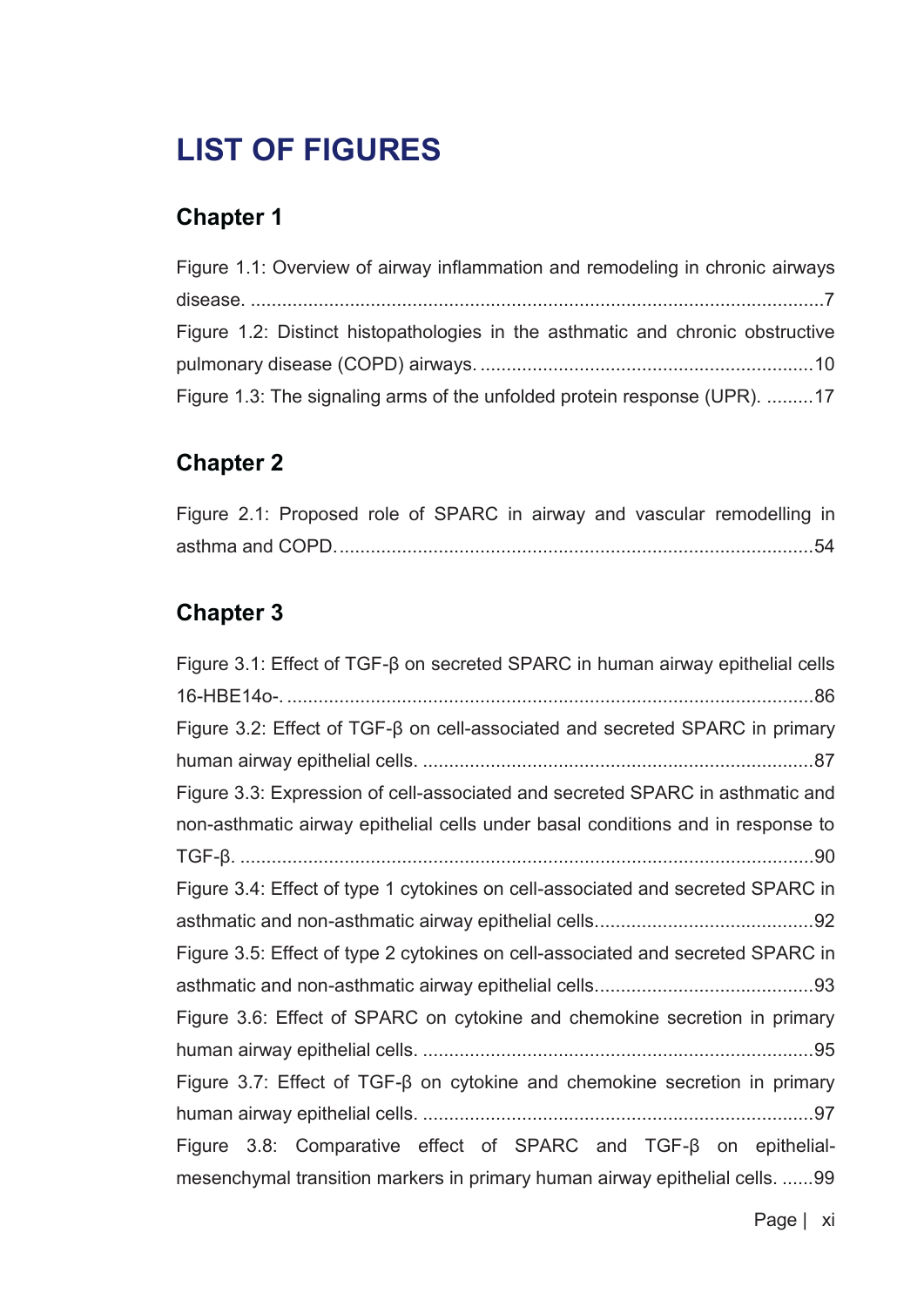# LIST OF FIGURES

## Chapter 1

Figure 1.1: Overview of airway inflammation and remodeling in chronic airways disease. ...........................................................................................................7

Figure 1.2: Distinct histopathologies in the asthmatic and chronic obstructive pulmonary disease (COPD) airways. ...............................................................10

Figure 1.3: The signaling arms of the unfolded protein response (UPR). .........17

## Chapter 2

Figure 2.1: Proposed role of SPARC in airway and vascular remodelling in asthma and COPD. .........................................................................................54

## Chapter 3

Figure 3.1: Effect of TGF-β on secreted SPARC in human airway epithelial cells 16-HBE14o-. ....................................................................................................86

Figure 3.2: Effect of TGF-β on cell-associated and secreted SPARC in primary human airway epithelial cells. ..........................................................................87

Figure 3.3: Expression of cell-associated and secreted SPARC in asthmatic and non-asthmatic airway epithelial cells under basal conditions and in response to TGF-β. .............................................................................................................90

Figure 3.4: Effect of type 1 cytokines on cell-associated and secreted SPARC in asthmatic and non-asthmatic airway epithelial cells..........................................92

Figure 3.5: Effect of type 2 cytokines on cell-associated and secreted SPARC in asthmatic and non-asthmatic airway epithelial cells..........................................93

Figure 3.6: Effect of SPARC on cytokine and chemokine secretion in primary human airway epithelial cells. ..........................................................................95

Figure 3.7: Effect of TGF-β on cytokine and chemokine secretion in primary human airway epithelial cells. ..........................................................................97

Figure 3.8: Comparative effect of SPARC and TGF-β on epithelial-mesenchymal transition markers in primary human airway epithelial cells. ......99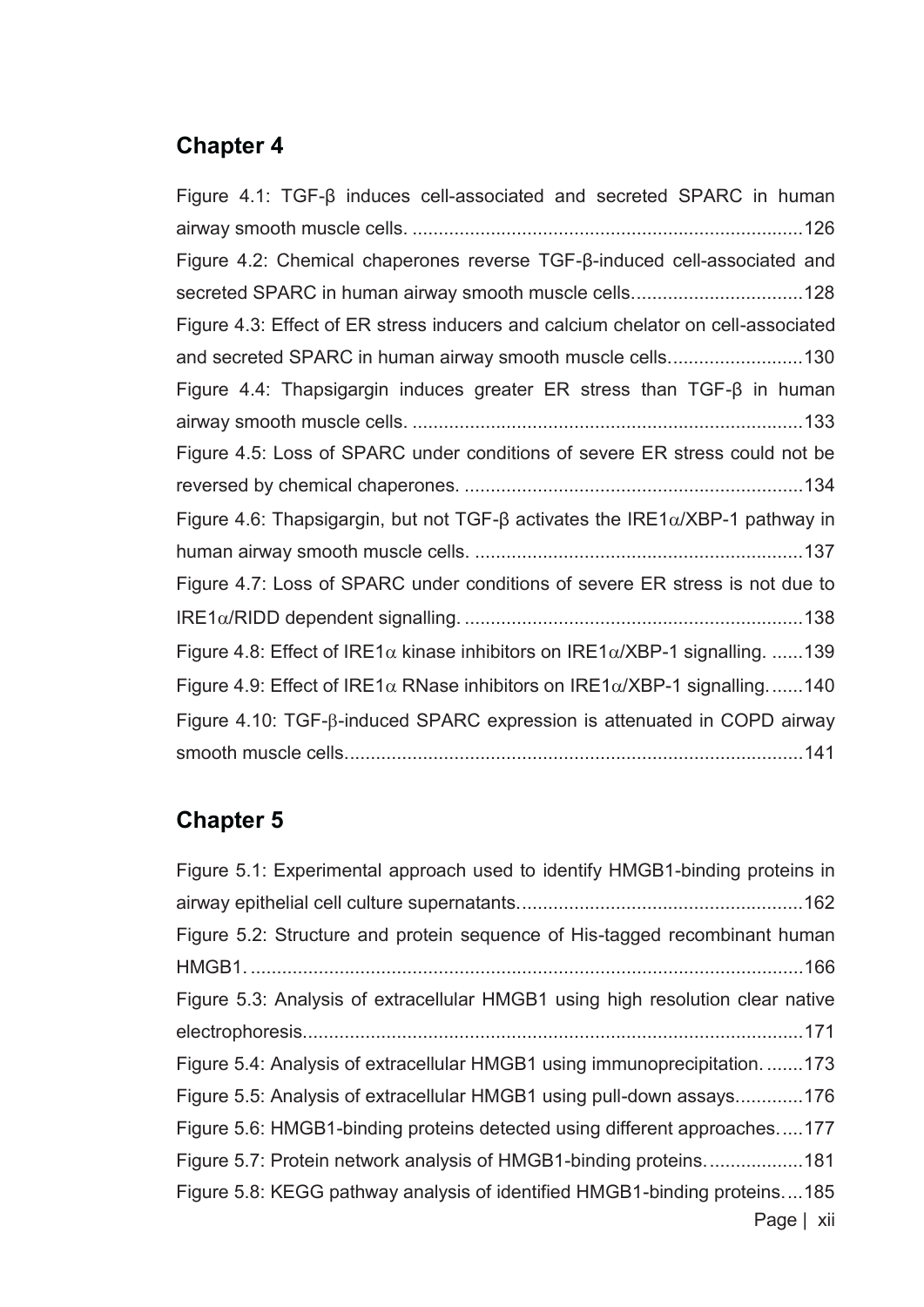## Chapter 4

Figure 4.1: TGF-β induces cell-associated and secreted SPARC in human airway smooth muscle cells. ..........................................................................126

Figure 4.2: Chemical chaperones reverse TGF-β-induced cell-associated and secreted SPARC in human airway smooth muscle cells................................128

Figure 4.3: Effect of ER stress inducers and calcium chelator on cell-associated and secreted SPARC in human airway smooth muscle cells.........................130

Figure 4.4: Thapsigargin induces greater ER stress than TGF-β in human airway smooth muscle cells. ..........................................................................133

Figure 4.5: Loss of SPARC under conditions of severe ER stress could not be reversed by chemical chaperones. ................................................................134

Figure 4.6: Thapsigargin, but not TGF-β activates the IRE1α/XBP-1 pathway in human airway smooth muscle cells. ..............................................................137

Figure 4.7: Loss of SPARC under conditions of severe ER stress is not due to IRE1α/RIDD dependent signalling. ................................................................138

Figure 4.8: Effect of IRE1α kinase inhibitors on IRE1α/XBP-1 signalling. ......139

Figure 4.9: Effect of IRE1α RNase inhibitors on IRE1α/XBP-1 signalling.......140

Figure 4.10: TGF-β-induced SPARC expression is attenuated in COPD airway smooth muscle cells......................................................................................141

## Chapter 5

Figure 5.1: Experimental approach used to identify HMGB1-binding proteins in airway epithelial cell culture supernatants......................................................162

Figure 5.2: Structure and protein sequence of His-tagged recombinant human HMGB1. .........................................................................................................166

Figure 5.3: Analysis of extracellular HMGB1 using high resolution clear native electrophoresis...............................................................................................171

Figure 5.4: Analysis of extracellular HMGB1 using immunoprecipitation. ........173

Figure 5.5: Analysis of extracellular HMGB1 using pull-down assays.............176

Figure 5.6: HMGB1-binding proteins detected using different approaches.....177

Figure 5.7: Protein network analysis of HMGB1-binding proteins...................181

Figure 5.8: KEGG pathway analysis of identified HMGB1-binding proteins....185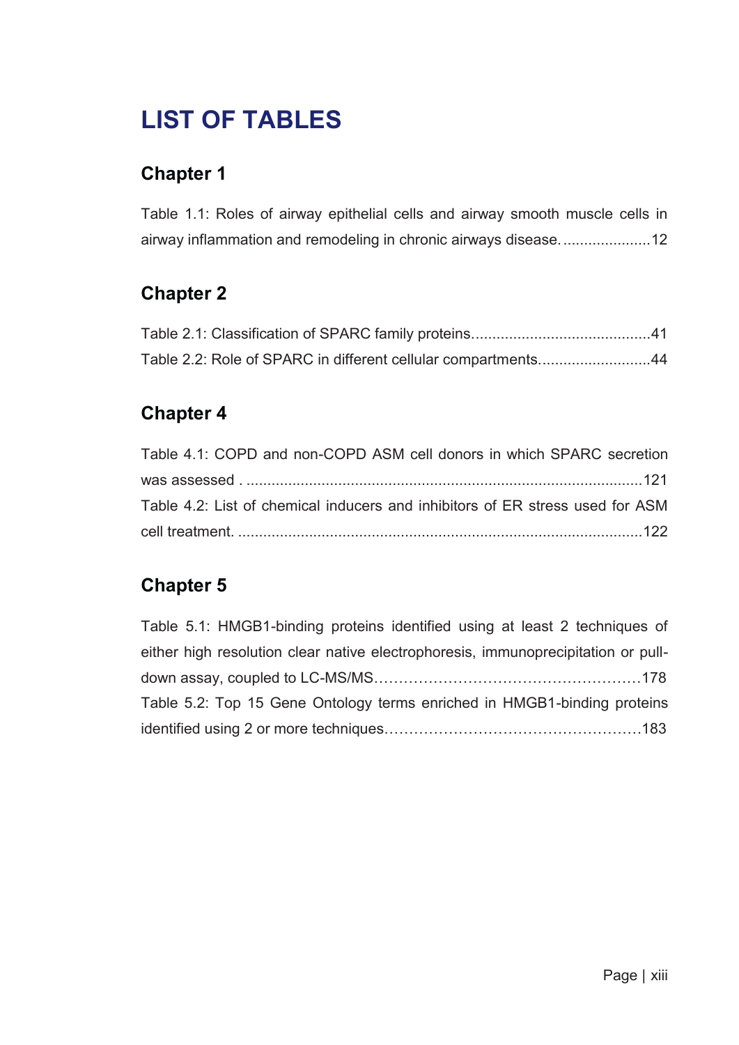# LIST OF TABLES

## Chapter 1

Table 1.1: Roles of airway epithelial cells and airway smooth muscle cells in airway inflammation and remodeling in chronic airways disease. ..................... 12

## Chapter 2

Table 2.1: Classification of SPARC family proteins. .......................................... 41

Table 2.2: Role of SPARC in different cellular compartments. .......................... 44

## Chapter 4

Table 4.1: COPD and non-COPD ASM cell donors in which SPARC secretion was assessed . ............................................................................................. 121

Table 4.2: List of chemical inducers and inhibitors of ER stress used for ASM cell treatment. ............................................................................................... 122

## Chapter 5

Table 5.1: HMGB1-binding proteins identified using at least 2 techniques of either high resolution clear native electrophoresis, immunoprecipitation or pull-down assay, coupled to LC-MS/MS.................................................. 178

Table 5.2: Top 15 Gene Ontology terms enriched in HMGB1-binding proteins identified using 2 or more techniques................................................ 183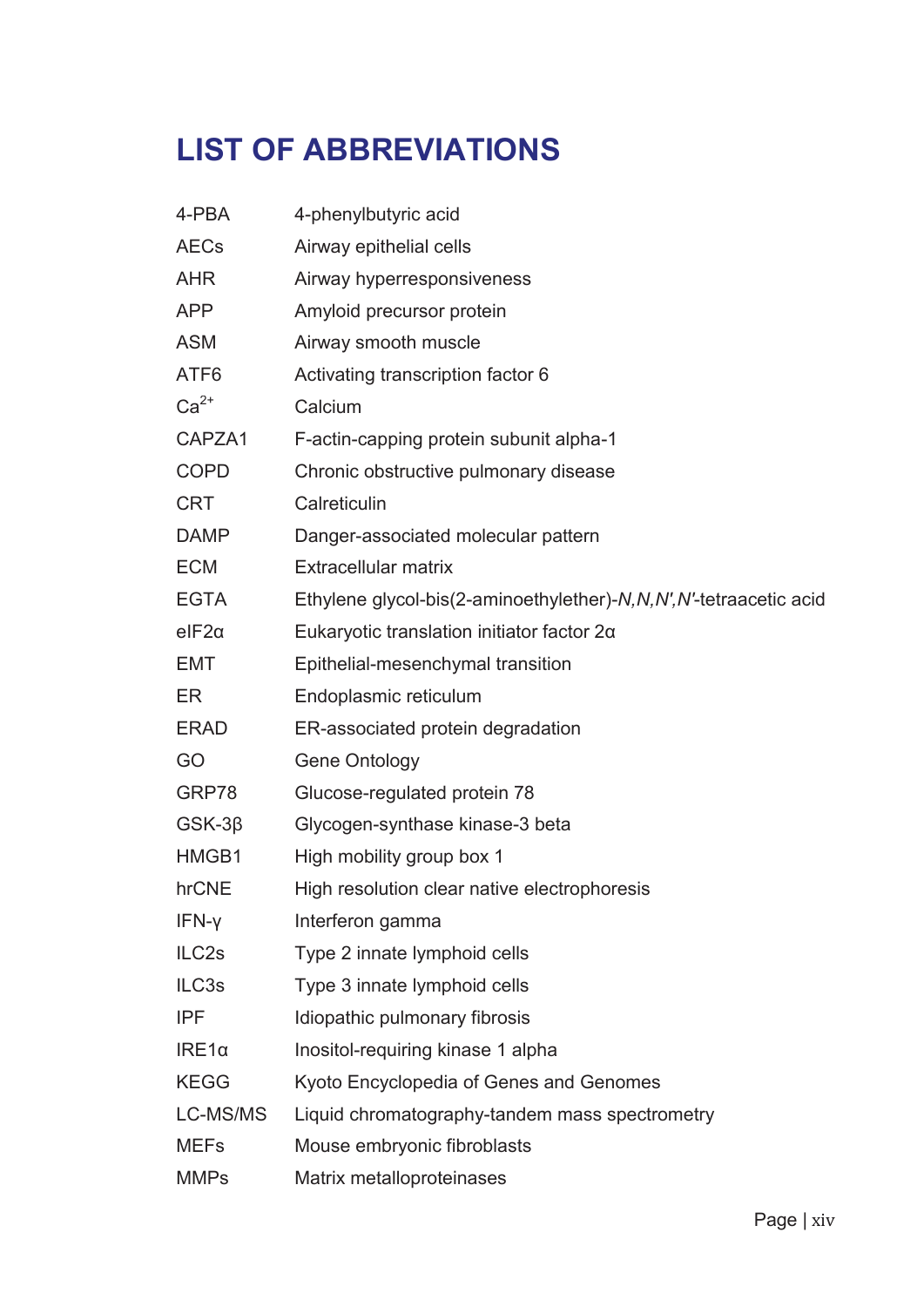# LIST OF ABBREVIATIONS

| | |
|---|---|
| 4-PBA | 4-phenylbutyric acid |
| AECs | Airway epithelial cells |
| AHR | Airway hyperresponsiveness |
| APP | Amyloid precursor protein |
| ASM | Airway smooth muscle |
| ATF6 | Activating transcription factor 6 |
| $Ca^{2+}$ | Calcium |
| CAPZA1 | F-actin-capping protein subunit alpha-1 |
| COPD | Chronic obstructive pulmonary disease |
| CRT | Calreticulin |
| DAMP | Danger-associated molecular pattern |
| ECM | Extracellular matrix |
| EGTA | Ethylene glycol-bis(2-aminoethylether)-*N,N,N′,N′*-tetraacetic acid |
| eIF2α | Eukaryotic translation initiator factor 2α |
| EMT | Epithelial-mesenchymal transition |
| ER | Endoplasmic reticulum |
| ERAD | ER-associated protein degradation |
| GO | Gene Ontology |
| GRP78 | Glucose-regulated protein 78 |
| GSK-3β | Glycogen-synthase kinase-3 beta |
| HMGB1 | High mobility group box 1 |
| hrCNE | High resolution clear native electrophoresis |
| IFN-γ | Interferon gamma |
| ILC2s | Type 2 innate lymphoid cells |
| ILC3s | Type 3 innate lymphoid cells |
| IPF | Idiopathic pulmonary fibrosis |
| IRE1α | Inositol-requiring kinase 1 alpha |
| KEGG | Kyoto Encyclopedia of Genes and Genomes |
| LC-MS/MS | Liquid chromatography-tandem mass spectrometry |
| MEFs | Mouse embryonic fibroblasts |
| MMPs | Matrix metalloproteinases |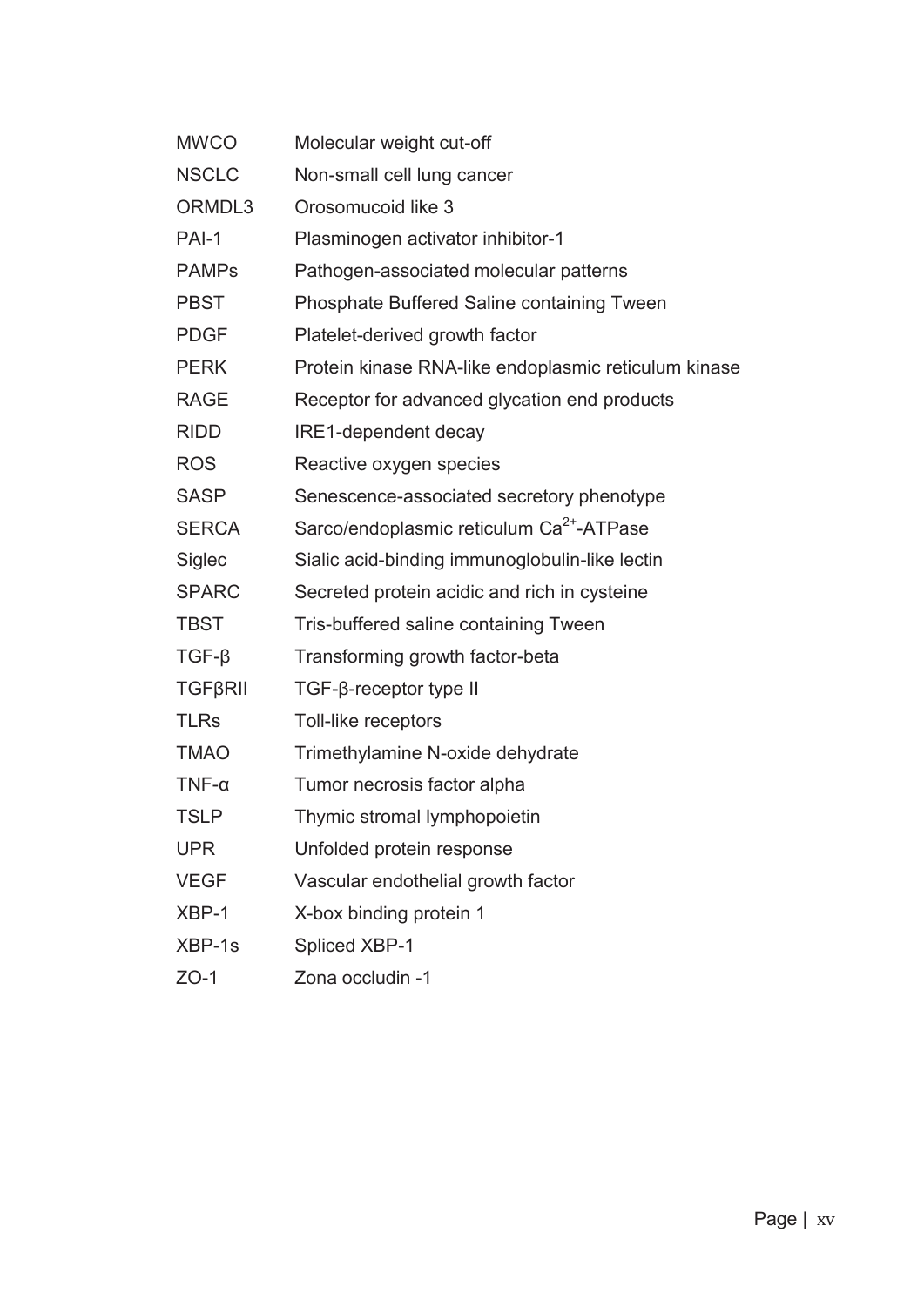| | |
|---|---|
| MWCO | Molecular weight cut-off |
| NSCLC | Non-small cell lung cancer |
| ORMDL3 | Orosomucoid like 3 |
| PAI-1 | Plasminogen activator inhibitor-1 |
| PAMPs | Pathogen-associated molecular patterns |
| PBST | Phosphate Buffered Saline containing Tween |
| PDGF | Platelet-derived growth factor |
| PERK | Protein kinase RNA-like endoplasmic reticulum kinase |
| RAGE | Receptor for advanced glycation end products |
| RIDD | IRE1-dependent decay |
| ROS | Reactive oxygen species |
| SASP | Senescence-associated secretory phenotype |
| SERCA | Sarco/endoplasmic reticulum $Ca^{2+}$-ATPase |
| Siglec | Sialic acid-binding immunoglobulin-like lectin |
| SPARC | Secreted protein acidic and rich in cysteine |
| TBST | Tris-buffered saline containing Tween |
| TGF-β | Transforming growth factor-beta |
| TGFβRII | TGF-β-receptor type II |
| TLRs | Toll-like receptors |
| TMAO | Trimethylamine N-oxide dehydrate |
| TNF-α | Tumor necrosis factor alpha |
| TSLP | Thymic stromal lymphopoietin |
| UPR | Unfolded protein response |
| VEGF | Vascular endothelial growth factor |
| XBP-1 | X-box binding protein 1 |
| XBP-1s | Spliced XBP-1 |
| ZO-1 | Zona occludin -1 |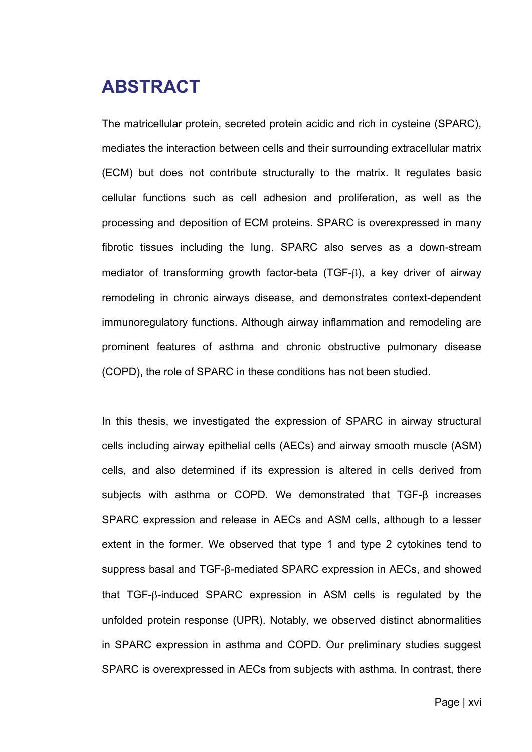# ABSTRACT

The matricellular protein, secreted protein acidic and rich in cysteine (SPARC), mediates the interaction between cells and their surrounding extracellular matrix (ECM) but does not contribute structurally to the matrix. It regulates basic cellular functions such as cell adhesion and proliferation, as well as the processing and deposition of ECM proteins. SPARC is overexpressed in many fibrotic tissues including the lung. SPARC also serves as a down-stream mediator of transforming growth factor-beta (TGF-β), a key driver of airway remodeling in chronic airways disease, and demonstrates context-dependent immunoregulatory functions. Although airway inflammation and remodeling are prominent features of asthma and chronic obstructive pulmonary disease (COPD), the role of SPARC in these conditions has not been studied.

In this thesis, we investigated the expression of SPARC in airway structural cells including airway epithelial cells (AECs) and airway smooth muscle (ASM) cells, and also determined if its expression is altered in cells derived from subjects with asthma or COPD. We demonstrated that TGF-β increases SPARC expression and release in AECs and ASM cells, although to a lesser extent in the former. We observed that type 1 and type 2 cytokines tend to suppress basal and TGF-β-mediated SPARC expression in AECs, and showed that TGF-β-induced SPARC expression in ASM cells is regulated by the unfolded protein response (UPR). Notably, we observed distinct abnormalities in SPARC expression in asthma and COPD. Our preliminary studies suggest SPARC is overexpressed in AECs from subjects with asthma. In contrast, there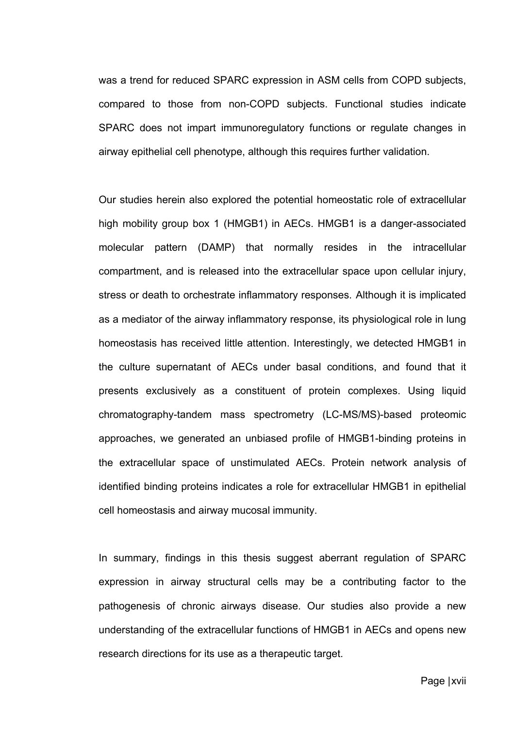was a trend for reduced SPARC expression in ASM cells from COPD subjects, compared to those from non-COPD subjects. Functional studies indicate SPARC does not impart immunoregulatory functions or regulate changes in airway epithelial cell phenotype, although this requires further validation.

Our studies herein also explored the potential homeostatic role of extracellular high mobility group box 1 (HMGB1) in AECs. HMGB1 is a danger-associated molecular pattern (DAMP) that normally resides in the intracellular compartment, and is released into the extracellular space upon cellular injury, stress or death to orchestrate inflammatory responses. Although it is implicated as a mediator of the airway inflammatory response, its physiological role in lung homeostasis has received little attention. Interestingly, we detected HMGB1 in the culture supernatant of AECs under basal conditions, and found that it presents exclusively as a constituent of protein complexes. Using liquid chromatography-tandem mass spectrometry (LC-MS/MS)-based proteomic approaches, we generated an unbiased profile of HMGB1-binding proteins in the extracellular space of unstimulated AECs. Protein network analysis of identified binding proteins indicates a role for extracellular HMGB1 in epithelial cell homeostasis and airway mucosal immunity.

In summary, findings in this thesis suggest aberrant regulation of SPARC expression in airway structural cells may be a contributing factor to the pathogenesis of chronic airways disease. Our studies also provide a new understanding of the extracellular functions of HMGB1 in AECs and opens new research directions for its use as a therapeutic target.